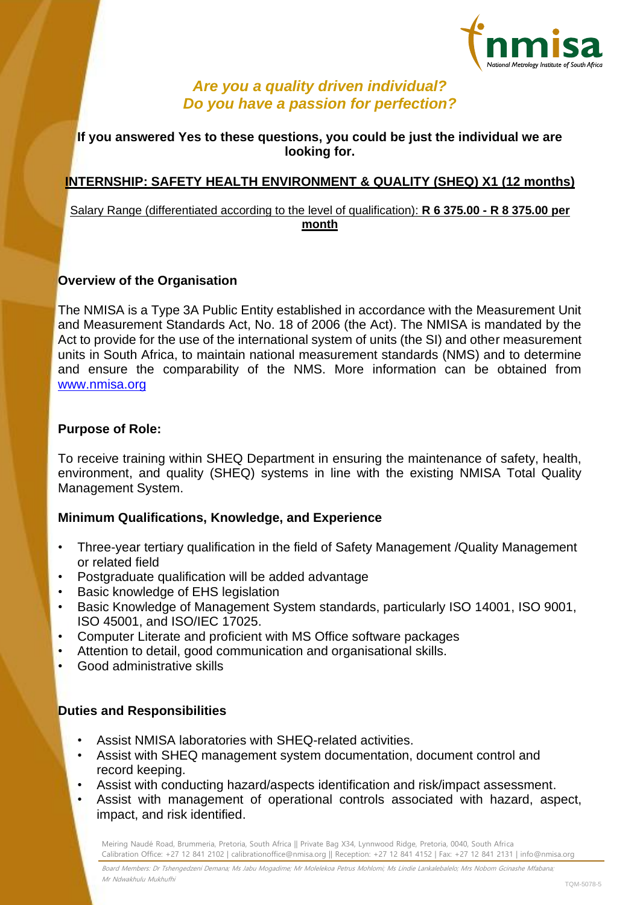***Are you a quality driven individual?***
***Do you have a passion for perfection?***

**If you answered Yes to these questions, you could be just the individual we are looking for.**

## INTERNSHIP: SAFETY HEALTH ENVIRONMENT & QUALITY (SHEQ) X1 (12 months)

Salary Range (differentiated according to the level of qualification): **R 6 375.00 - R 8 375.00 per month**

### Overview of the Organisation

The NMISA is a Type 3A Public Entity established in accordance with the Measurement Unit and Measurement Standards Act, No. 18 of 2006 (the Act). The NMISA is mandated by the Act to provide for the use of the international system of units (the SI) and other measurement units in South Africa, to maintain national measurement standards (NMS) and to determine and ensure the comparability of the NMS. More information can be obtained from www.nmisa.org

### Purpose of Role:

To receive training within SHEQ Department in ensuring the maintenance of safety, health, environment, and quality (SHEQ) systems in line with the existing NMISA Total Quality Management System.

### Minimum Qualifications, Knowledge, and Experience

- Three-year tertiary qualification in the field of Safety Management /Quality Management or related field
- Postgraduate qualification will be added advantage
- Basic knowledge of EHS legislation
- Basic Knowledge of Management System standards, particularly ISO 14001, ISO 9001, ISO 45001, and ISO/IEC 17025.
- Computer Literate and proficient with MS Office software packages
- Attention to detail, good communication and organisational skills.
- Good administrative skills

### Duties and Responsibilities

- Assist NMISA laboratories with SHEQ-related activities.
- Assist with SHEQ management system documentation, document control and record keeping.
- Assist with conducting hazard/aspects identification and risk/impact assessment.
- Assist with management of operational controls associated with hazard, aspect, impact, and risk identified.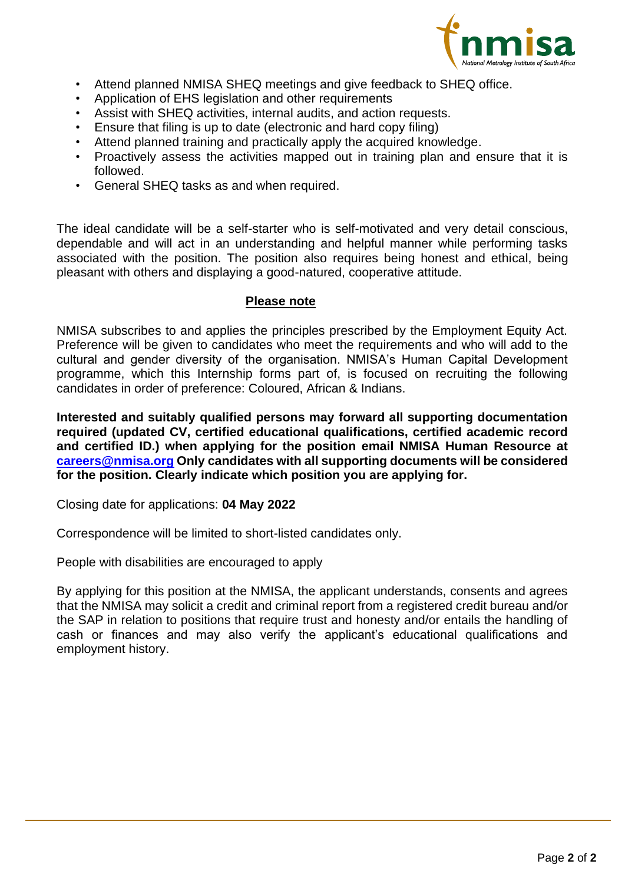- Attend planned NMISA SHEQ meetings and give feedback to SHEQ office.
- Application of EHS legislation and other requirements
- Assist with SHEQ activities, internal audits, and action requests.
- Ensure that filing is up to date (electronic and hard copy filing)
- Attend planned training and practically apply the acquired knowledge.
- Proactively assess the activities mapped out in training plan and ensure that it is followed.
- General SHEQ tasks as and when required.

The ideal candidate will be a self-starter who is self-motivated and very detail conscious, dependable and will act in an understanding and helpful manner while performing tasks associated with the position. The position also requires being honest and ethical, being pleasant with others and displaying a good-natured, cooperative attitude.

**Please note**

NMISA subscribes to and applies the principles prescribed by the Employment Equity Act. Preference will be given to candidates who meet the requirements and who will add to the cultural and gender diversity of the organisation. NMISA's Human Capital Development programme, which this Internship forms part of, is focused on recruiting the following candidates in order of preference: Coloured, African & Indians.

**Interested and suitably qualified persons may forward all supporting documentation required (updated CV, certified educational qualifications, certified academic record and certified ID.) when applying for the position email NMISA Human Resource at [careers@nmisa.org](mailto:careers@nmisa.org) Only candidates with all supporting documents will be considered for the position. Clearly indicate which position you are applying for.**

Closing date for applications: **04 May 2022**

Correspondence will be limited to short-listed candidates only.

People with disabilities are encouraged to apply

By applying for this position at the NMISA, the applicant understands, consents and agrees that the NMISA may solicit a credit and criminal report from a registered credit bureau and/or the SAP in relation to positions that require trust and honesty and/or entails the handling of cash or finances and may also verify the applicant's educational qualifications and employment history.